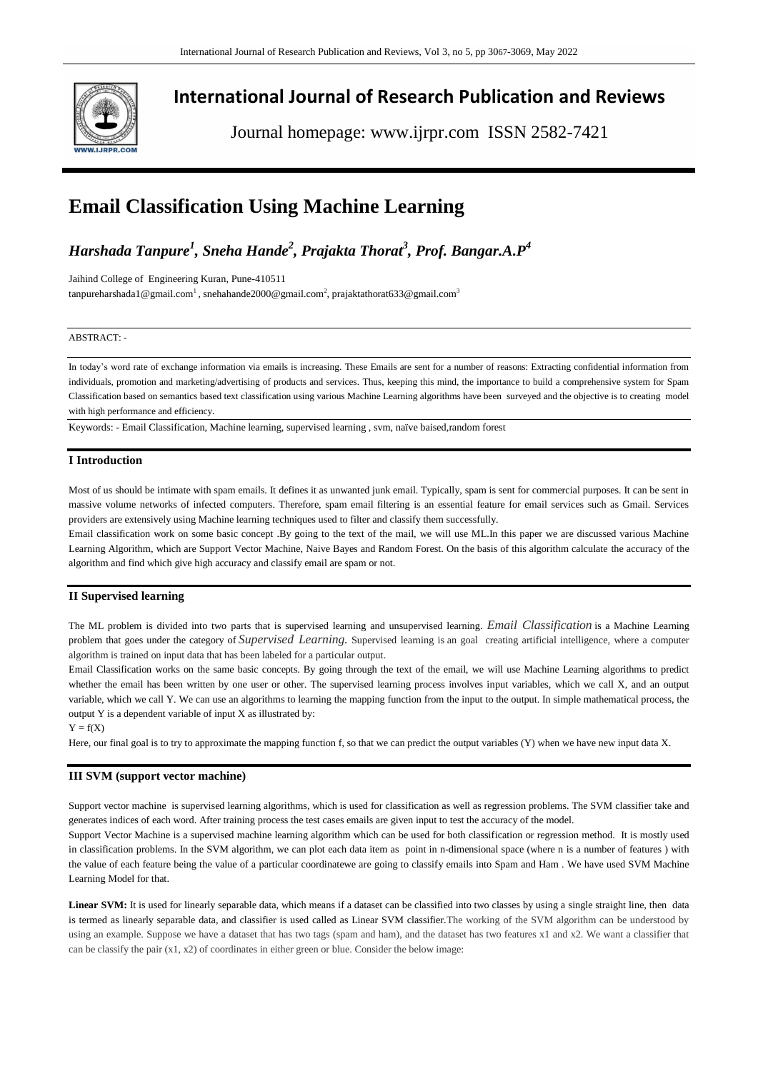# International Journal of Research Publication and Reviews

Journal homepage: www.ijrpr.com ISSN 2582-7421

# Email Classification Using Machine Learning

## *Harshada Tanpure[1], Sneha Hande[2], Prajakta Thorat[3], Prof. Bangar.A.P[4]*

Jaihind College of Engineering Kuran, Pune-410511
tanpureharshada1@gmail.com[1], snehahande2000@gmail.com[2], prajaktathorat633@gmail.com[3]

ABSTRACT: -

In today's word rate of exchange information via emails is increasing. These Emails are sent for a number of reasons: Extracting confidential information from individuals, promotion and marketing/advertising of products and services. Thus, keeping this mind, the importance to build a comprehensive system for Spam Classification based on semantics based text classification using various Machine Learning algorithms have been surveyed and the objective is to creating model with high performance and efficiency.

Keywords: - Email Classification, Machine learning, supervised learning , svm, naïve baised,random forest

## I Introduction

Most of us should be intimate with spam emails. It defines it as unwanted junk email. Typically, spam is sent for commercial purposes. It can be sent in massive volume networks of infected computers. Therefore, spam email filtering is an essential feature for email services such as Gmail. Services providers are extensively using Machine learning techniques used to filter and classify them successfully.

Email classification work on some basic concept .By going to the text of the mail, we will use ML.In this paper we are discussed various Machine Learning Algorithm, which are Support Vector Machine, Naive Bayes and Random Forest. On the basis of this algorithm calculate the accuracy of the algorithm and find which give high accuracy and classify email are spam or not.

## II Supervised learning

The ML problem is divided into two parts that is supervised learning and unsupervised learning. *Email Classification* is a Machine Learning problem that goes under the category of *Supervised Learning.* Supervised learning is an goal creating artificial intelligence, where a computer algorithm is trained on input data that has been labeled for a particular output.

Email Classification works on the same basic concepts. By going through the text of the email, we will use Machine Learning algorithms to predict whether the email has been written by one user or other. The supervised learning process involves input variables, which we call X, and an output variable, which we call Y. We can use an algorithms to learning the mapping function from the input to the output. In simple mathematical process, the output Y is a dependent variable of input X as illustrated by:

$Y = f(X)$

Here, our final goal is to try to approximate the mapping function f, so that we can predict the output variables (Y) when we have new input data X.

## III SVM (support vector machine)

Support vector machine is supervised learning algorithms, which is used for classification as well as regression problems. The SVM classifier take and generates indices of each word. After training process the test cases emails are given input to test the accuracy of the model.

Support Vector Machine is a supervised machine learning algorithm which can be used for both classification or regression method. It is mostly used in classification problems. In the SVM algorithm, we can plot each data item as point in n-dimensional space (where n is a number of features ) with the value of each feature being the value of a particular coordinatewe are going to classify emails into Spam and Ham . We have used SVM Machine Learning Model for that.

**Linear SVM:** It is used for linearly separable data, which means if a dataset can be classified into two classes by using a single straight line, then data is termed as linearly separable data, and classifier is used called as Linear SVM classifier.The working of the SVM algorithm can be understood by using an example. Suppose we have a dataset that has two tags (spam and ham), and the dataset has two features x1 and x2. We want a classifier that can be classify the pair (x1, x2) of coordinates in either green or blue. Consider the below image: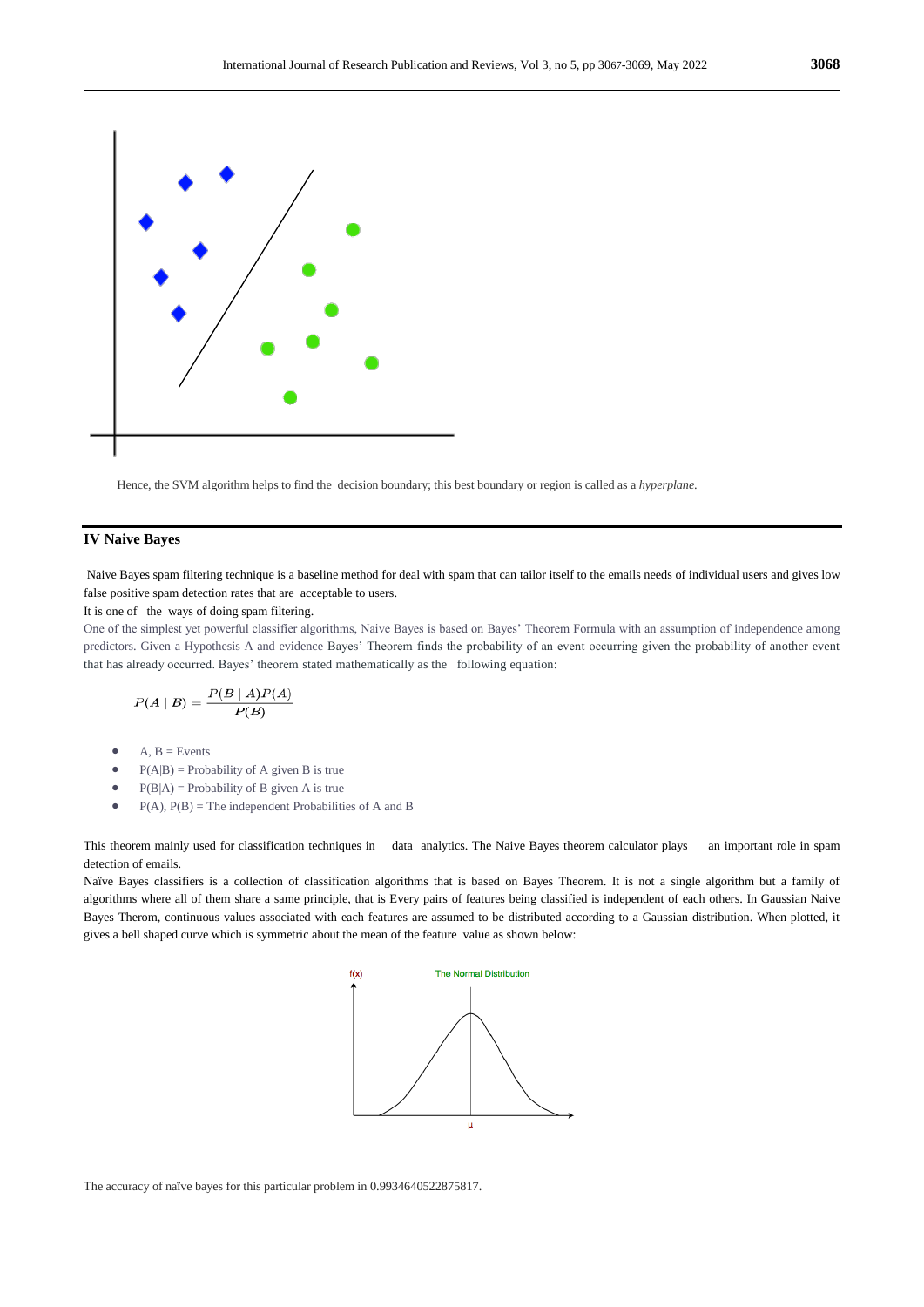Hence, the SVM algorithm helps to find the decision boundary; this best boundary or region is called as a *hyperplane.*

## IV Naive Bayes

Naive Bayes spam filtering technique is a baseline method for deal with spam that can tailor itself to the emails needs of individual users and gives low false positive spam detection rates that are acceptable to users.

It is one of the ways of doing spam filtering.

One of the simplest yet powerful classifier algorithms, Naive Bayes is based on Bayes' Theorem Formula with an assumption of independence among predictors. Given a Hypothesis A and evidence Bayes' Theorem finds the probability of an event occurring given the probability of another event that has already occurred. Bayes' theorem stated mathematically as the following equation:

$$P(A \mid B) = \frac{P(B \mid A)P(A)}{P(B)}$$

- A, B = Events
- P(A|B) = Probability of A given B is true
- P(B|A) = Probability of B given A is true
- P(A), P(B) = The independent Probabilities of A and B

This theorem mainly used for classification techniques in data analytics. The Naive Bayes theorem calculator plays an important role in spam detection of emails.

Naïve Bayes classifiers is a collection of classification algorithms that is based on Bayes Theorem. It is not a single algorithm but a family of algorithms where all of them share a same principle, that is Every pairs of features being classified is independent of each others. In Gaussian Naive Bayes Therom, continuous values associated with each features are assumed to be distributed according to a Gaussian distribution. When plotted, it gives a bell shaped curve which is symmetric about the mean of the feature value as shown below:

The accuracy of naïve bayes for this particular problem in 0.9934640522875817.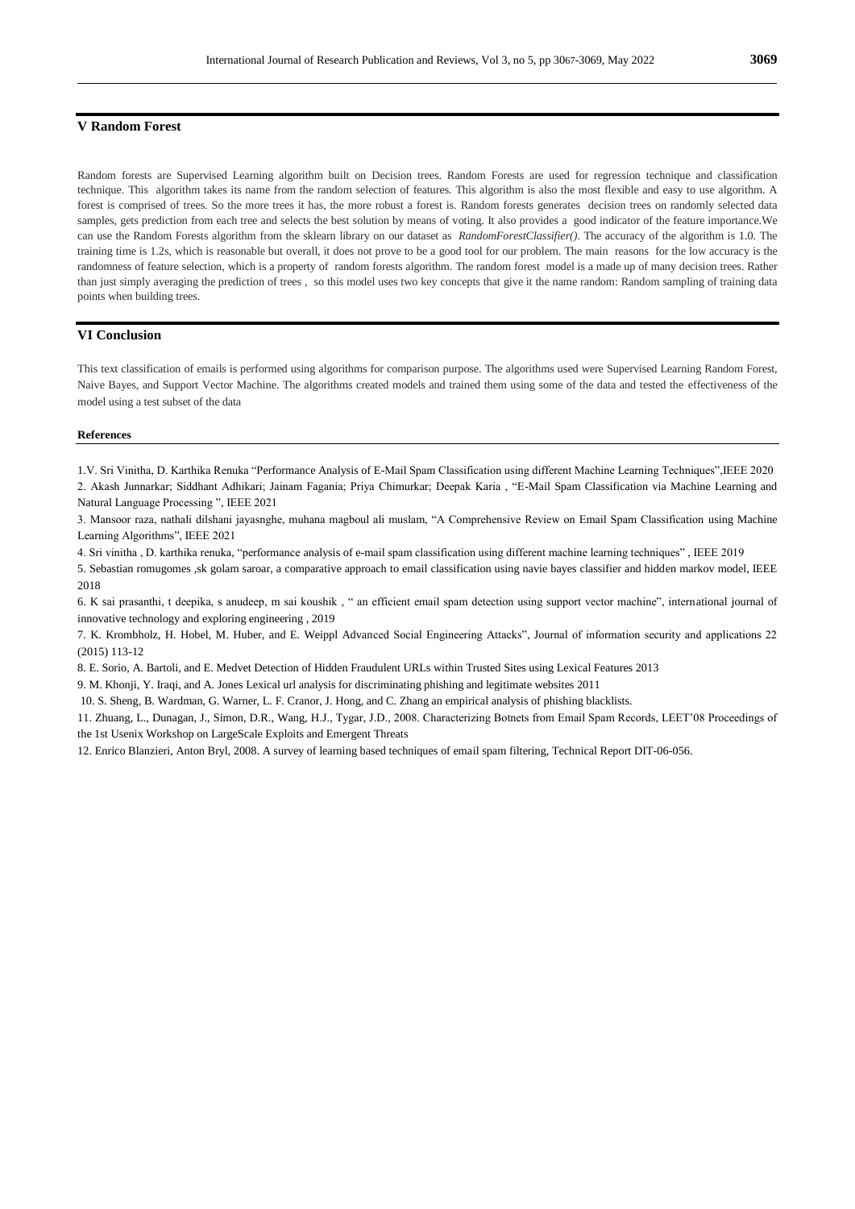## V Random Forest

Random forests are Supervised Learning algorithm built on Decision trees. Random Forests are used for regression technique and classification technique. This algorithm takes its name from the random selection of features. This algorithm is also the most flexible and easy to use algorithm. A forest is comprised of trees. So the more trees it has, the more robust a forest is. Random forests generates decision trees on randomly selected data samples, gets prediction from each tree and selects the best solution by means of voting. It also provides a good indicator of the feature importance.We can use the Random Forests algorithm from the sklearn library on our dataset as *RandomForestClassifier()*. The accuracy of the algorithm is 1.0. The training time is 1.2s, which is reasonable but overall, it does not prove to be a good tool for our problem. The main reasons for the low accuracy is the randomness of feature selection, which is a property of random forests algorithm. The random forest model is a made up of many decision trees. Rather than just simply averaging the prediction of trees , so this model uses two key concepts that give it the name random: Random sampling of training data points when building trees.

## VI Conclusion

This text classification of emails is performed using algorithms for comparison purpose. The algorithms used were Supervised Learning Random Forest, Naive Bayes, and Support Vector Machine. The algorithms created models and trained them using some of the data and tested the effectiveness of the model using a test subset of the data

### References

1.V. Sri Vinitha, D. Karthika Renuka "Performance Analysis of E-Mail Spam Classification using different Machine Learning Techniques",IEEE 2020

2. Akash Junnarkar; Siddhant Adhikari; Jainam Fagania; Priya Chimurkar; Deepak Karia , "E-Mail Spam Classification via Machine Learning and Natural Language Processing ", IEEE 2021

3. Mansoor raza, nathali dilshani jayasnghe, muhana magboul ali muslam, "A Comprehensive Review on Email Spam Classification using Machine Learning Algorithms", IEEE 2021

4. Sri vinitha , D. karthika renuka, "performance analysis of e-mail spam classification using different machine learning techniques" , IEEE 2019

5. Sebastian romugomes ,sk golam saroar, a comparative approach to email classification using navie bayes classifier and hidden markov model, IEEE 2018

6. K sai prasanthi, t deepika, s anudeep, m sai koushik , " an efficient email spam detection using support vector machine", international journal of innovative technology and exploring engineering , 2019

7. K. Krombholz, H. Hobel, M. Huber, and E. Weippl Advanced Social Engineering Attacks", Journal of information security and applications 22 (2015) 113-12

8. E. Sorio, A. Bartoli, and E. Medvet Detection of Hidden Fraudulent URLs within Trusted Sites using Lexical Features 2013

9. M. Khonji, Y. Iraqi, and A. Jones Lexical url analysis for discriminating phishing and legitimate websites 2011

10. S. Sheng, B. Wardman, G. Warner, L. F. Cranor, J. Hong, and C. Zhang an empirical analysis of phishing blacklists.

11. Zhuang, L., Dunagan, J., Simon, D.R., Wang, H.J., Tygar, J.D., 2008. Characterizing Botnets from Email Spam Records, LEET'08 Proceedings of the 1st Usenix Workshop on LargeScale Exploits and Emergent Threats

12. Enrico Blanzieri, Anton Bryl, 2008. A survey of learning based techniques of email spam filtering, Technical Report DIT-06-056.